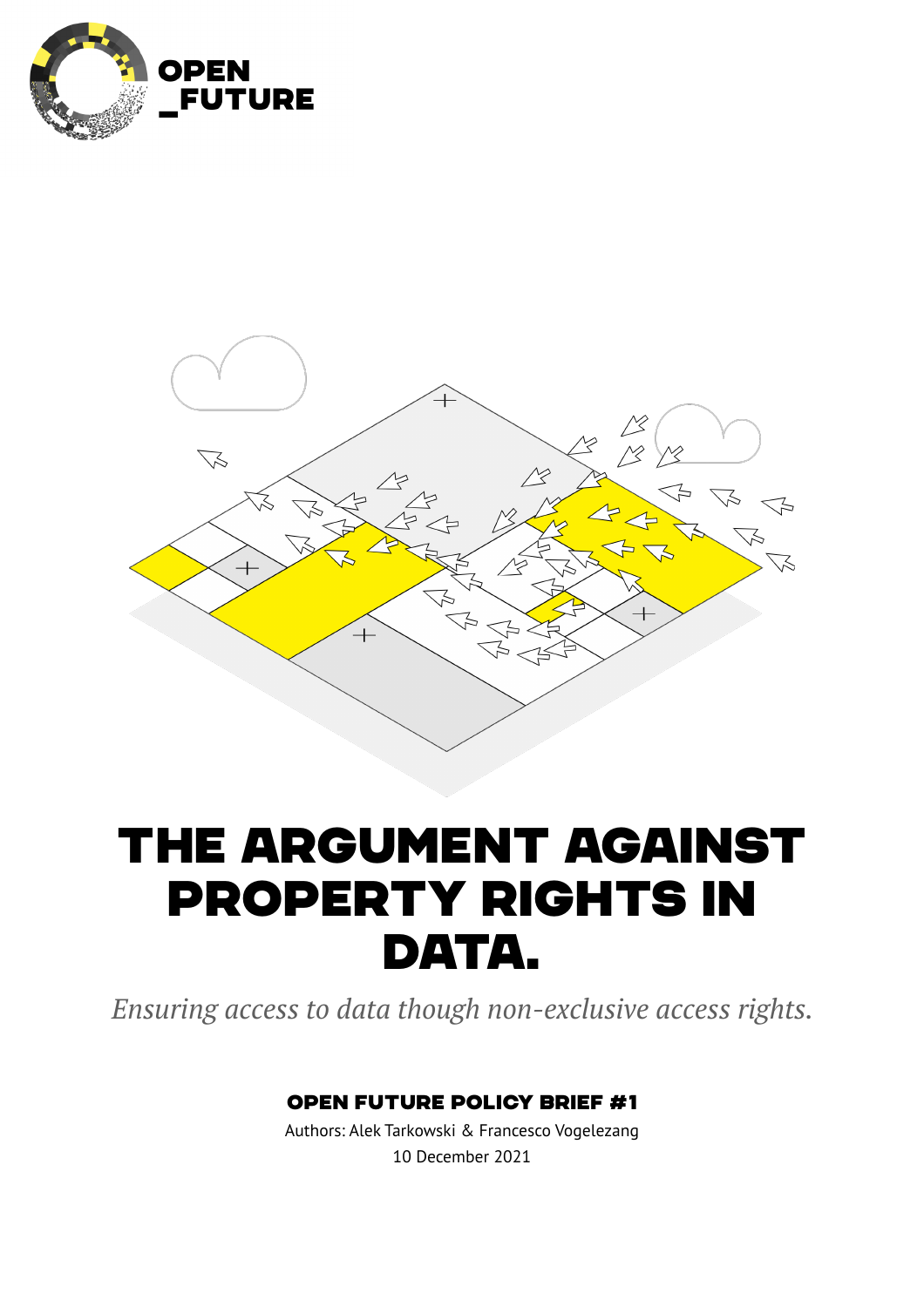OPEN
_FUTURE

# THE ARGUMENT AGAINST PROPERTY RIGHTS IN DATA.

*Ensuring access to data though non-exclusive access rights.*

**OPEN FUTURE POLICY BRIEF #1**

Authors: Alek Tarkowski & Francesco Vogelezang

10 December 2021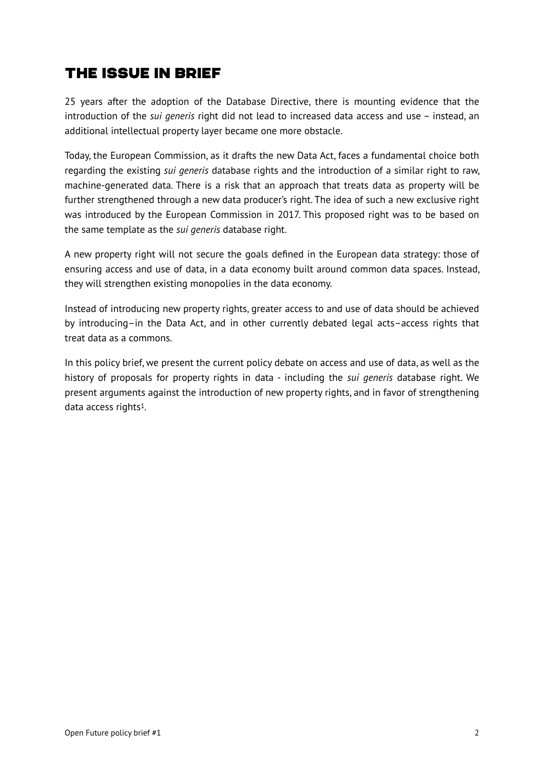## THE ISSUE IN BRIEF

25 years after the adoption of the Database Directive, there is mounting evidence that the introduction of the *sui generis* right did not lead to increased data access and use – instead, an additional intellectual property layer became one more obstacle.

Today, the European Commission, as it drafts the new Data Act, faces a fundamental choice both regarding the existing *sui generis* database rights and the introduction of a similar right to raw, machine-generated data. There is a risk that an approach that treats data as property will be further strengthened through a new data producer's right. The idea of such a new exclusive right was introduced by the European Commission in 2017. This proposed right was to be based on the same template as the *sui generis* database right.

A new property right will not secure the goals defined in the European data strategy: those of ensuring access and use of data, in a data economy built around common data spaces. Instead, they will strengthen existing monopolies in the data economy.

Instead of introducing new property rights, greater access to and use of data should be achieved by introducing – in the Data Act, and in other currently debated legal acts – access rights that treat data as a commons.

In this policy brief, we present the current policy debate on access and use of data, as well as the history of proposals for property rights in data - including the *sui generis* database right. We present arguments against the introduction of new property rights, and in favor of strengthening data access rights[1].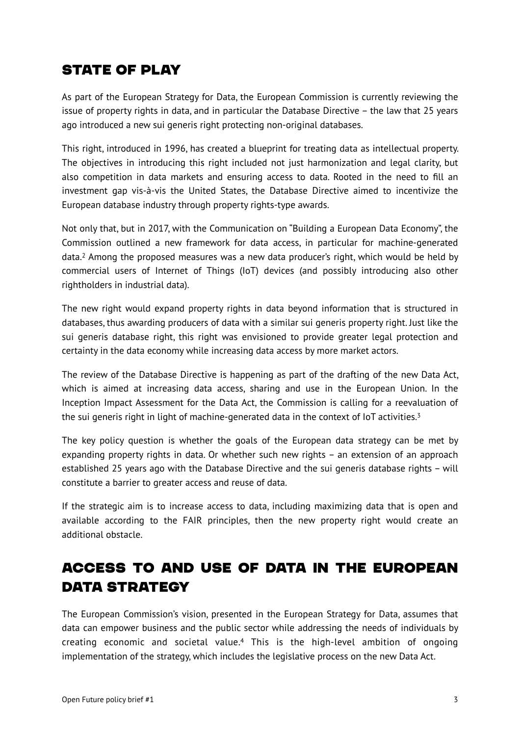## STATE OF PLAY

As part of the European Strategy for Data, the European Commission is currently reviewing the issue of property rights in data, and in particular the Database Directive – the law that 25 years ago introduced a new sui generis right protecting non-original databases.

This right, introduced in 1996, has created a blueprint for treating data as intellectual property. The objectives in introducing this right included not just harmonization and legal clarity, but also competition in data markets and ensuring access to data. Rooted in the need to fill an investment gap vis-à-vis the United States, the Database Directive aimed to incentivize the European database industry through property rights-type awards.

Not only that, but in 2017, with the Communication on "Building a European Data Economy", the Commission outlined a new framework for data access, in particular for machine-generated data.[2] Among the proposed measures was a new data producer's right, which would be held by commercial users of Internet of Things (IoT) devices (and possibly introducing also other rightholders in industrial data).

The new right would expand property rights in data beyond information that is structured in databases, thus awarding producers of data with a similar sui generis property right. Just like the sui generis database right, this right was envisioned to provide greater legal protection and certainty in the data economy while increasing data access by more market actors.

The review of the Database Directive is happening as part of the drafting of the new Data Act, which is aimed at increasing data access, sharing and use in the European Union. In the Inception Impact Assessment for the Data Act, the Commission is calling for a reevaluation of the sui generis right in light of machine-generated data in the context of IoT activities.[3]

The key policy question is whether the goals of the European data strategy can be met by expanding property rights in data. Or whether such new rights – an extension of an approach established 25 years ago with the Database Directive and the sui generis database rights – will constitute a barrier to greater access and reuse of data.

If the strategic aim is to increase access to data, including maximizing data that is open and available according to the FAIR principles, then the new property right would create an additional obstacle.

## ACCESS TO AND USE OF DATA IN THE EUROPEAN DATA STRATEGY

The European Commission's vision, presented in the European Strategy for Data, assumes that data can empower business and the public sector while addressing the needs of individuals by creating economic and societal value.[4] This is the high-level ambition of ongoing implementation of the strategy, which includes the legislative process on the new Data Act.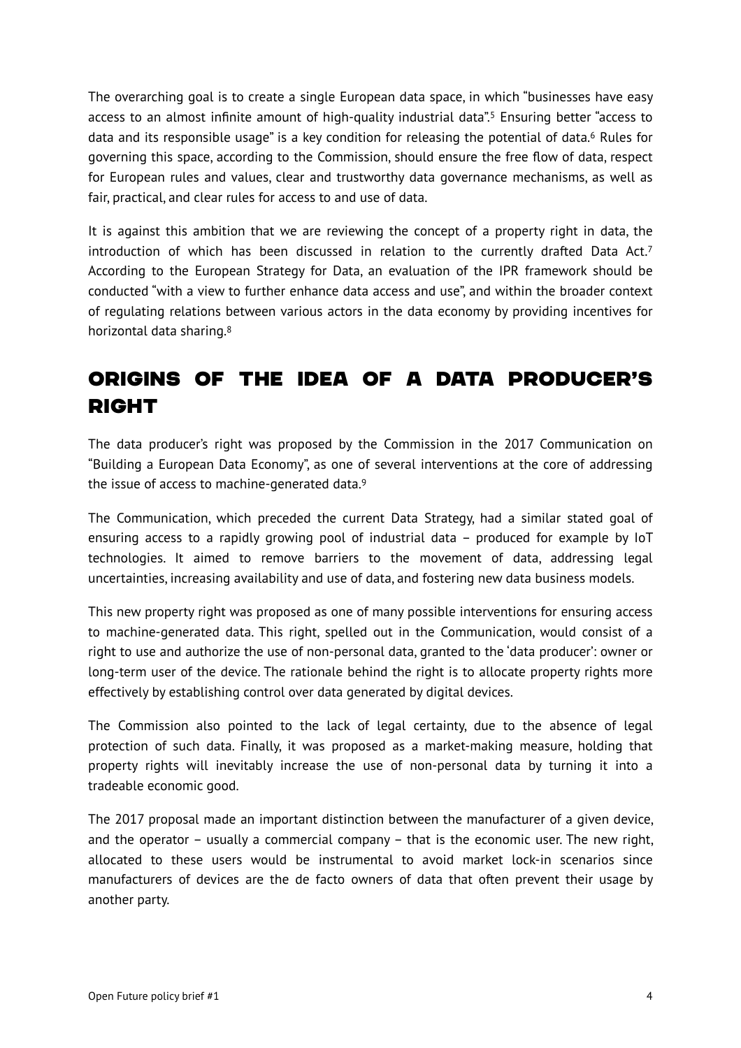The overarching goal is to create a single European data space, in which "businesses have easy access to an almost infinite amount of high-quality industrial data".[5] Ensuring better "access to data and its responsible usage" is a key condition for releasing the potential of data.[6] Rules for governing this space, according to the Commission, should ensure the free flow of data, respect for European rules and values, clear and trustworthy data governance mechanisms, as well as fair, practical, and clear rules for access to and use of data.

It is against this ambition that we are reviewing the concept of a property right in data, the introduction of which has been discussed in relation to the currently drafted Data Act.[7] According to the European Strategy for Data, an evaluation of the IPR framework should be conducted "with a view to further enhance data access and use", and within the broader context of regulating relations between various actors in the data economy by providing incentives for horizontal data sharing.[8]

## ORIGINS OF THE IDEA OF A DATA PRODUCER'S RIGHT

The data producer's right was proposed by the Commission in the 2017 Communication on "Building a European Data Economy", as one of several interventions at the core of addressing the issue of access to machine-generated data.[9]

The Communication, which preceded the current Data Strategy, had a similar stated goal of ensuring access to a rapidly growing pool of industrial data – produced for example by IoT technologies. It aimed to remove barriers to the movement of data, addressing legal uncertainties, increasing availability and use of data, and fostering new data business models.

This new property right was proposed as one of many possible interventions for ensuring access to machine-generated data. This right, spelled out in the Communication, would consist of a right to use and authorize the use of non-personal data, granted to the 'data producer': owner or long-term user of the device. The rationale behind the right is to allocate property rights more effectively by establishing control over data generated by digital devices.

The Commission also pointed to the lack of legal certainty, due to the absence of legal protection of such data. Finally, it was proposed as a market-making measure, holding that property rights will inevitably increase the use of non-personal data by turning it into a tradeable economic good.

The 2017 proposal made an important distinction between the manufacturer of a given device, and the operator – usually a commercial company – that is the economic user. The new right, allocated to these users would be instrumental to avoid market lock-in scenarios since manufacturers of devices are the de facto owners of data that often prevent their usage by another party.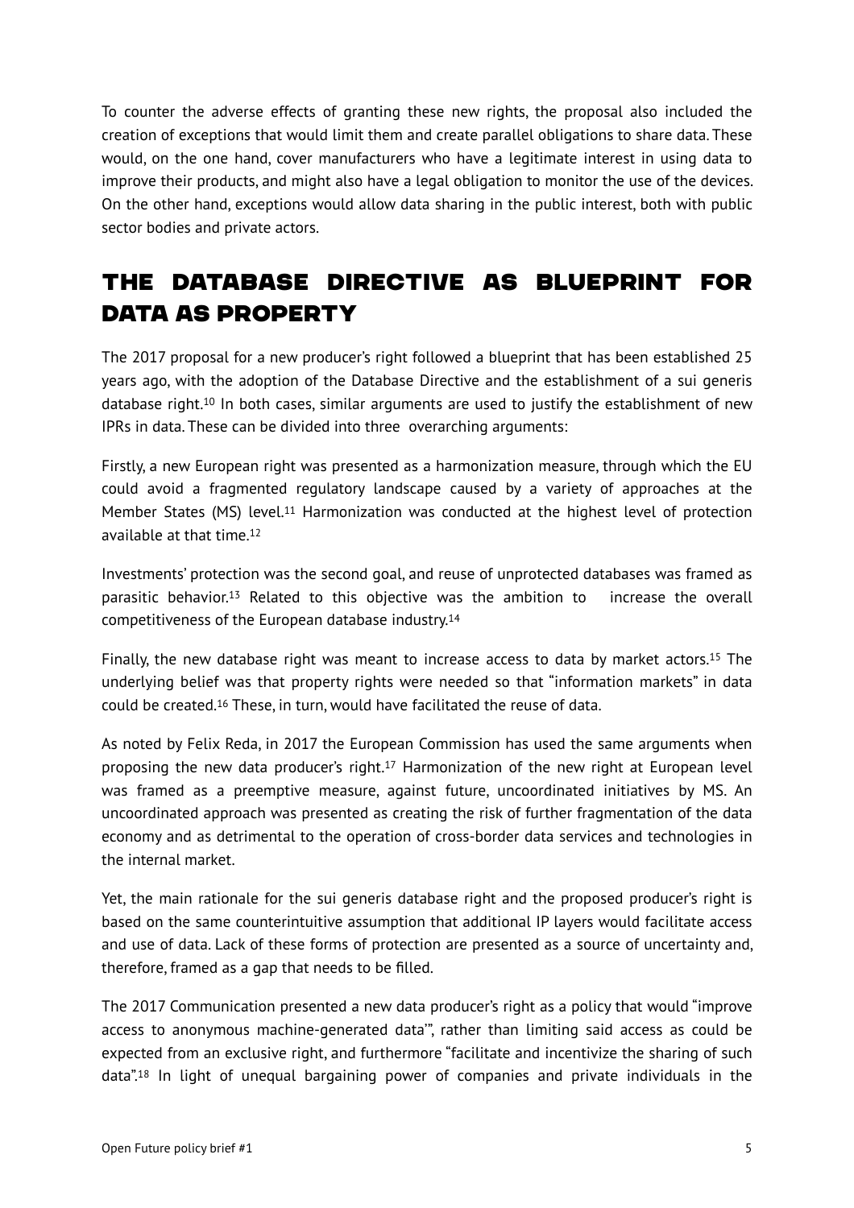To counter the adverse effects of granting these new rights, the proposal also included the creation of exceptions that would limit them and create parallel obligations to share data. These would, on the one hand, cover manufacturers who have a legitimate interest in using data to improve their products, and might also have a legal obligation to monitor the use of the devices. On the other hand, exceptions would allow data sharing in the public interest, both with public sector bodies and private actors.

## THE DATABASE DIRECTIVE AS BLUEPRINT FOR DATA AS PROPERTY

The 2017 proposal for a new producer's right followed a blueprint that has been established 25 years ago, with the adoption of the Database Directive and the establishment of a sui generis database right.[10] In both cases, similar arguments are used to justify the establishment of new IPRs in data. These can be divided into three overarching arguments:

Firstly, a new European right was presented as a harmonization measure, through which the EU could avoid a fragmented regulatory landscape caused by a variety of approaches at the Member States (MS) level.[11] Harmonization was conducted at the highest level of protection available at that time.[12]

Investments' protection was the second goal, and reuse of unprotected databases was framed as parasitic behavior.[13] Related to this objective was the ambition to increase the overall competitiveness of the European database industry.[14]

Finally, the new database right was meant to increase access to data by market actors.[15] The underlying belief was that property rights were needed so that "information markets" in data could be created.[16] These, in turn, would have facilitated the reuse of data.

As noted by Felix Reda, in 2017 the European Commission has used the same arguments when proposing the new data producer's right.[17] Harmonization of the new right at European level was framed as a preemptive measure, against future, uncoordinated initiatives by MS. An uncoordinated approach was presented as creating the risk of further fragmentation of the data economy and as detrimental to the operation of cross-border data services and technologies in the internal market.

Yet, the main rationale for the sui generis database right and the proposed producer's right is based on the same counterintuitive assumption that additional IP layers would facilitate access and use of data. Lack of these forms of protection are presented as a source of uncertainty and, therefore, framed as a gap that needs to be filled.

The 2017 Communication presented a new data producer's right as a policy that would "improve access to anonymous machine-generated data'", rather than limiting said access as could be expected from an exclusive right, and furthermore "facilitate and incentivize the sharing of such data".[18] In light of unequal bargaining power of companies and private individuals in the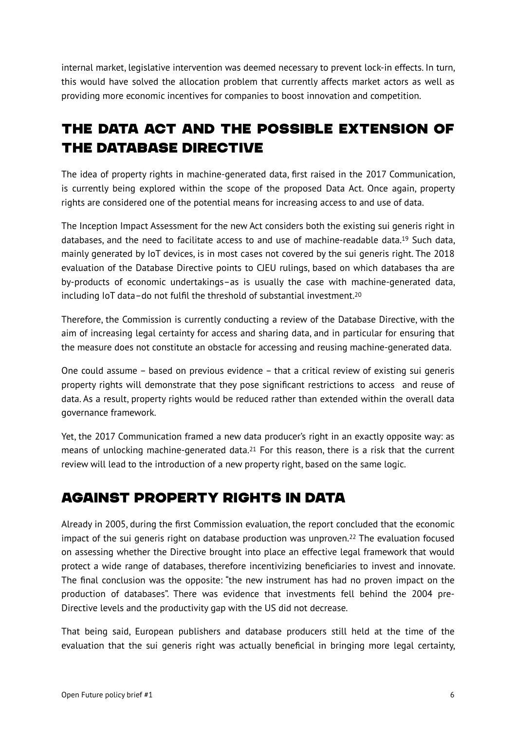internal market, legislative intervention was deemed necessary to prevent lock-in effects. In turn, this would have solved the allocation problem that currently affects market actors as well as providing more economic incentives for companies to boost innovation and competition.

## THE DATA ACT AND THE POSSIBLE EXTENSION OF THE DATABASE DIRECTIVE

The idea of property rights in machine-generated data, first raised in the 2017 Communication, is currently being explored within the scope of the proposed Data Act. Once again, property rights are considered one of the potential means for increasing access to and use of data.

The Inception Impact Assessment for the new Act considers both the existing sui generis right in databases, and the need to facilitate access to and use of machine-readable data.[19] Such data, mainly generated by IoT devices, is in most cases not covered by the sui generis right. The 2018 evaluation of the Database Directive points to CJEU rulings, based on which databases tha are by-products of economic undertakings–as is usually the case with machine-generated data, including IoT data–do not fulfil the threshold of substantial investment.[20]

Therefore, the Commission is currently conducting a review of the Database Directive, with the aim of increasing legal certainty for access and sharing data, and in particular for ensuring that the measure does not constitute an obstacle for accessing and reusing machine-generated data.

One could assume – based on previous evidence – that a critical review of existing sui generis property rights will demonstrate that they pose significant restrictions to access and reuse of data. As a result, property rights would be reduced rather than extended within the overall data governance framework.

Yet, the 2017 Communication framed a new data producer's right in an exactly opposite way: as means of unlocking machine-generated data.[21] For this reason, there is a risk that the current review will lead to the introduction of a new property right, based on the same logic.

## AGAINST PROPERTY RIGHTS IN DATA

Already in 2005, during the first Commission evaluation, the report concluded that the economic impact of the sui generis right on database production was unproven.[22] The evaluation focused on assessing whether the Directive brought into place an effective legal framework that would protect a wide range of databases, therefore incentivizing beneficiaries to invest and innovate. The final conclusion was the opposite: "the new instrument has had no proven impact on the production of databases". There was evidence that investments fell behind the 2004 pre-Directive levels and the productivity gap with the US did not decrease.

That being said, European publishers and database producers still held at the time of the evaluation that the sui generis right was actually beneficial in bringing more legal certainty,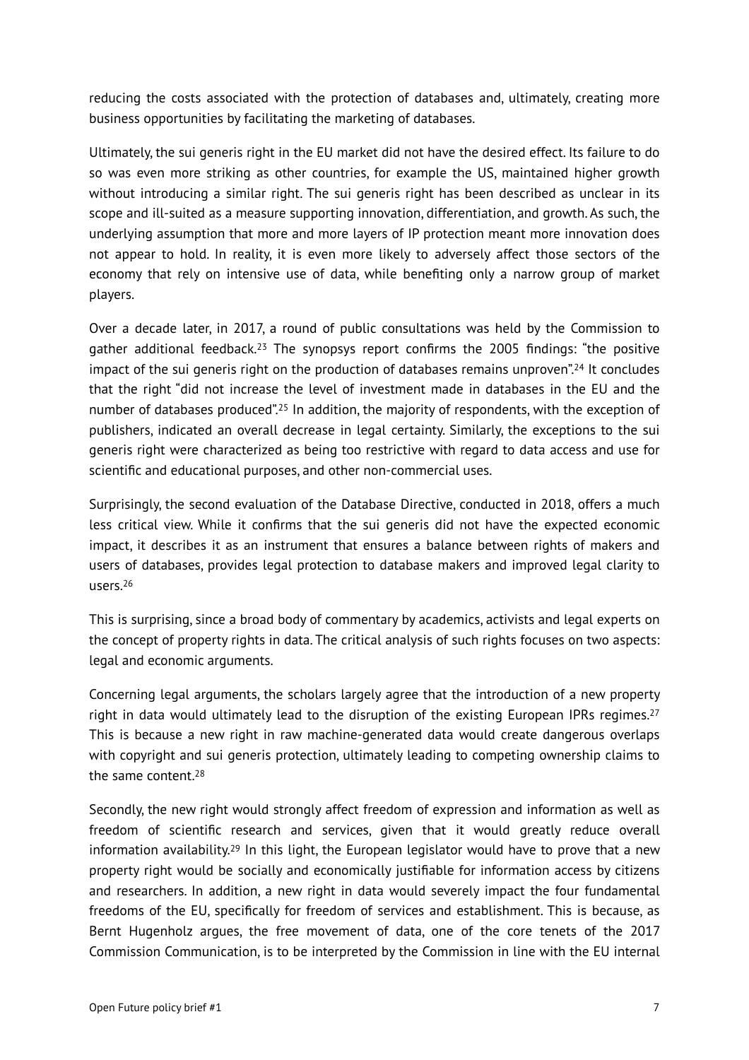reducing the costs associated with the protection of databases and, ultimately, creating more business opportunities by facilitating the marketing of databases.

Ultimately, the sui generis right in the EU market did not have the desired effect. Its failure to do so was even more striking as other countries, for example the US, maintained higher growth without introducing a similar right. The sui generis right has been described as unclear in its scope and ill-suited as a measure supporting innovation, differentiation, and growth. As such, the underlying assumption that more and more layers of IP protection meant more innovation does not appear to hold. In reality, it is even more likely to adversely affect those sectors of the economy that rely on intensive use of data, while benefiting only a narrow group of market players.

Over a decade later, in 2017, a round of public consultations was held by the Commission to gather additional feedback.[23] The synopsys report confirms the 2005 findings: "the positive impact of the sui generis right on the production of databases remains unproven".[24] It concludes that the right "did not increase the level of investment made in databases in the EU and the number of databases produced".[25] In addition, the majority of respondents, with the exception of publishers, indicated an overall decrease in legal certainty. Similarly, the exceptions to the sui generis right were characterized as being too restrictive with regard to data access and use for scientific and educational purposes, and other non-commercial uses.

Surprisingly, the second evaluation of the Database Directive, conducted in 2018, offers a much less critical view. While it confirms that the sui generis did not have the expected economic impact, it describes it as an instrument that ensures a balance between rights of makers and users of databases, provides legal protection to database makers and improved legal clarity to users.[26]

This is surprising, since a broad body of commentary by academics, activists and legal experts on the concept of property rights in data. The critical analysis of such rights focuses on two aspects: legal and economic arguments.

Concerning legal arguments, the scholars largely agree that the introduction of a new property right in data would ultimately lead to the disruption of the existing European IPRs regimes.[27] This is because a new right in raw machine-generated data would create dangerous overlaps with copyright and sui generis protection, ultimately leading to competing ownership claims to the same content.[28]

Secondly, the new right would strongly affect freedom of expression and information as well as freedom of scientific research and services, given that it would greatly reduce overall information availability.[29] In this light, the European legislator would have to prove that a new property right would be socially and economically justifiable for information access by citizens and researchers. In addition, a new right in data would severely impact the four fundamental freedoms of the EU, specifically for freedom of services and establishment. This is because, as Bernt Hugenholz argues, the free movement of data, one of the core tenets of the 2017 Commission Communication, is to be interpreted by the Commission in line with the EU internal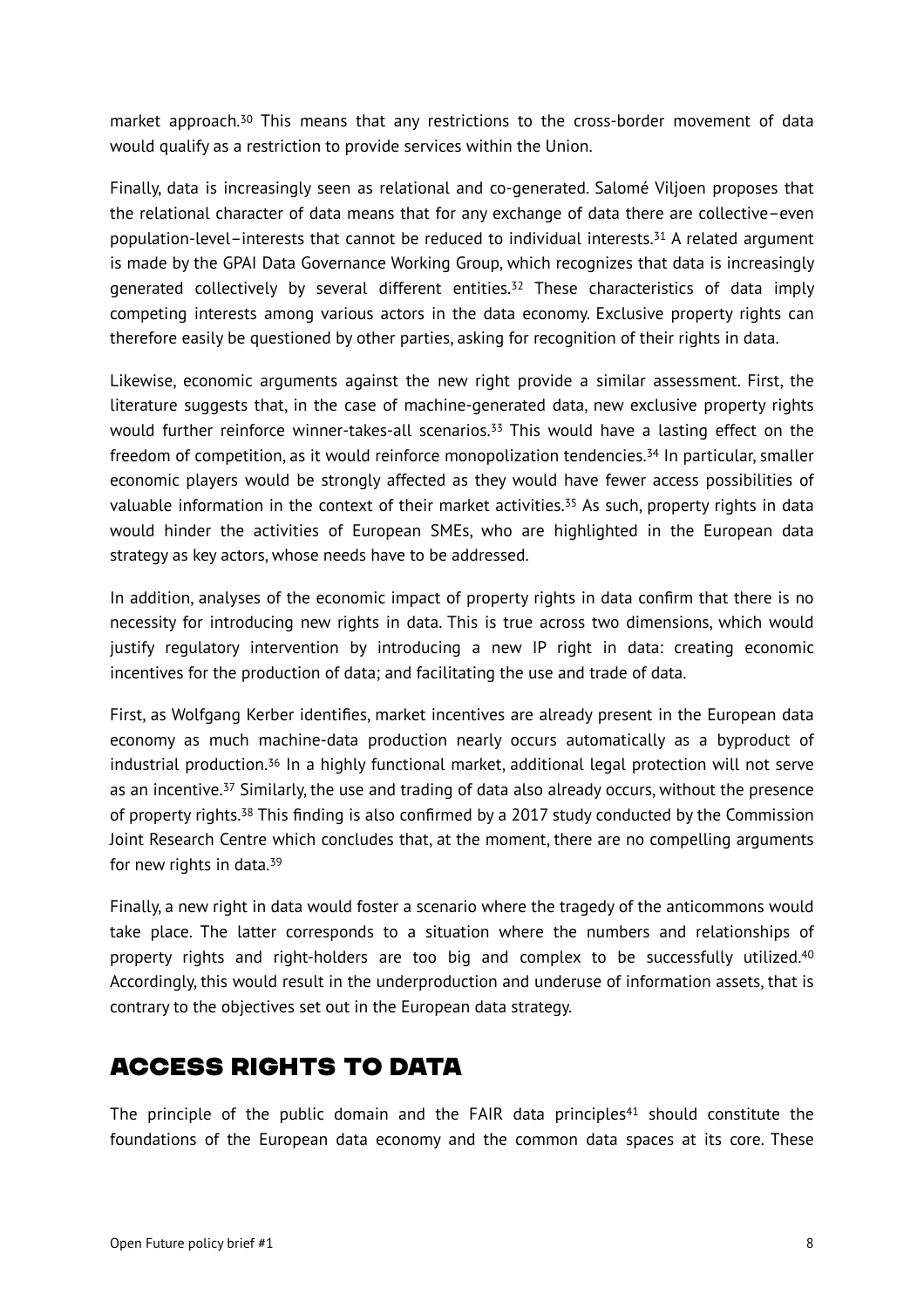market approach.[30] This means that any restrictions to the cross-border movement of data would qualify as a restriction to provide services within the Union.

Finally, data is increasingly seen as relational and co-generated. Salomé Viljoen proposes that the relational character of data means that for any exchange of data there are collective–even population-level–interests that cannot be reduced to individual interests.[31] A related argument is made by the GPAI Data Governance Working Group, which recognizes that data is increasingly generated collectively by several different entities.[32] These characteristics of data imply competing interests among various actors in the data economy. Exclusive property rights can therefore easily be questioned by other parties, asking for recognition of their rights in data.

Likewise, economic arguments against the new right provide a similar assessment. First, the literature suggests that, in the case of machine-generated data, new exclusive property rights would further reinforce winner-takes-all scenarios.[33] This would have a lasting effect on the freedom of competition, as it would reinforce monopolization tendencies.[34] In particular, smaller economic players would be strongly affected as they would have fewer access possibilities of valuable information in the context of their market activities.[35] As such, property rights in data would hinder the activities of European SMEs, who are highlighted in the European data strategy as key actors, whose needs have to be addressed.

In addition, analyses of the economic impact of property rights in data confirm that there is no necessity for introducing new rights in data. This is true across two dimensions, which would justify regulatory intervention by introducing a new IP right in data: creating economic incentives for the production of data; and facilitating the use and trade of data.

First, as Wolfgang Kerber identifies, market incentives are already present in the European data economy as much machine-data production nearly occurs automatically as a byproduct of industrial production.[36] In a highly functional market, additional legal protection will not serve as an incentive.[37] Similarly, the use and trading of data also already occurs, without the presence of property rights.[38] This finding is also confirmed by a 2017 study conducted by the Commission Joint Research Centre which concludes that, at the moment, there are no compelling arguments for new rights in data.[39]

Finally, a new right in data would foster a scenario where the tragedy of the anticommons would take place. The latter corresponds to a situation where the numbers and relationships of property rights and right-holders are too big and complex to be successfully utilized.[40] Accordingly, this would result in the underproduction and underuse of information assets, that is contrary to the objectives set out in the European data strategy.

## ACCESS RIGHTS TO DATA

The principle of the public domain and the FAIR data principles[41] should constitute the foundations of the European data economy and the common data spaces at its core. These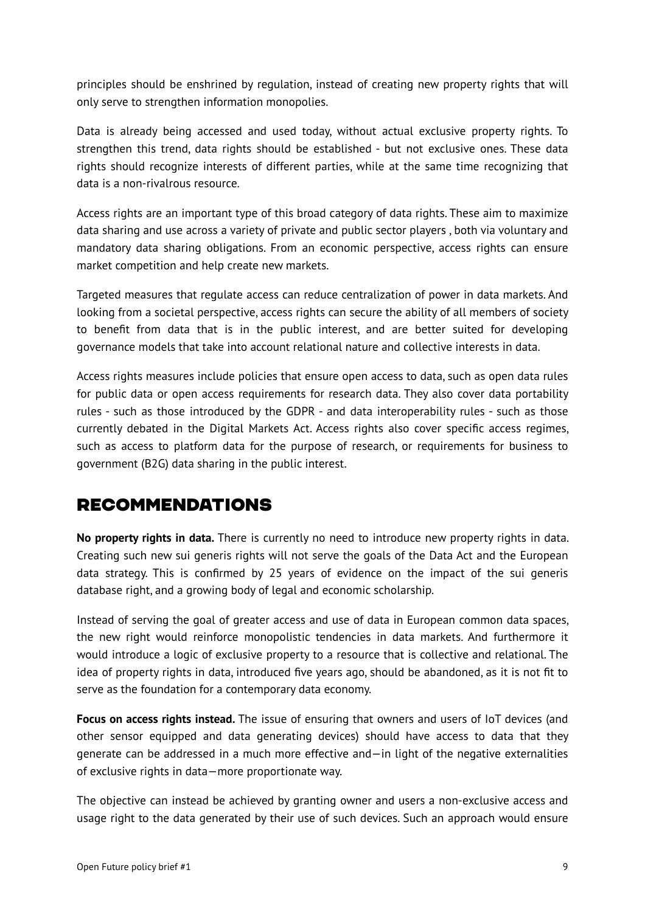principles should be enshrined by regulation, instead of creating new property rights that will only serve to strengthen information monopolies.

Data is already being accessed and used today, without actual exclusive property rights. To strengthen this trend, data rights should be established - but not exclusive ones. These data rights should recognize interests of different parties, while at the same time recognizing that data is a non-rivalrous resource.

Access rights are an important type of this broad category of data rights. These aim to maximize data sharing and use across a variety of private and public sector players , both via voluntary and mandatory data sharing obligations. From an economic perspective, access rights can ensure market competition and help create new markets.

Targeted measures that regulate access can reduce centralization of power in data markets. And looking from a societal perspective, access rights can secure the ability of all members of society to benefit from data that is in the public interest, and are better suited for developing governance models that take into account relational nature and collective interests in data.

Access rights measures include policies that ensure open access to data, such as open data rules for public data or open access requirements for research data. They also cover data portability rules - such as those introduced by the GDPR - and data interoperability rules - such as those currently debated in the Digital Markets Act. Access rights also cover specific access regimes, such as access to platform data for the purpose of research, or requirements for business to government (B2G) data sharing in the public interest.

## RECOMMENDATIONS

**No property rights in data.** There is currently no need to introduce new property rights in data. Creating such new sui generis rights will not serve the goals of the Data Act and the European data strategy. This is confirmed by 25 years of evidence on the impact of the sui generis database right, and a growing body of legal and economic scholarship.

Instead of serving the goal of greater access and use of data in European common data spaces, the new right would reinforce monopolistic tendencies in data markets. And furthermore it would introduce a logic of exclusive property to a resource that is collective and relational. The idea of property rights in data, introduced five years ago, should be abandoned, as it is not fit to serve as the foundation for a contemporary data economy.

**Focus on access rights instead.** The issue of ensuring that owners and users of IoT devices (and other sensor equipped and data generating devices) should have access to data that they generate can be addressed in a much more effective and—in light of the negative externalities of exclusive rights in data—more proportionate way.

The objective can instead be achieved by granting owner and users a non-exclusive access and usage right to the data generated by their use of such devices. Such an approach would ensure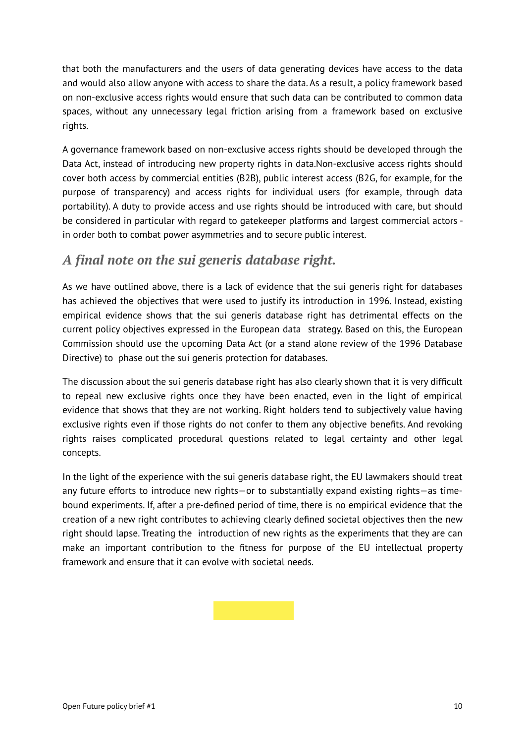that both the manufacturers and the users of data generating devices have access to the data and would also allow anyone with access to share the data. As a result, a policy framework based on non-exclusive access rights would ensure that such data can be contributed to common data spaces, without any unnecessary legal friction arising from a framework based on exclusive rights.

A governance framework based on non-exclusive access rights should be developed through the Data Act, instead of introducing new property rights in data.Non-exclusive access rights should cover both access by commercial entities (B2B), public interest access (B2G, for example, for the purpose of transparency) and access rights for individual users (for example, through data portability). A duty to provide access and use rights should be introduced with care, but should be considered in particular with regard to gatekeeper platforms and largest commercial actors - in order both to combat power asymmetries and to secure public interest.

## *A final note on the sui generis database right.*

As we have outlined above, there is a lack of evidence that the sui generis right for databases has achieved the objectives that were used to justify its introduction in 1996. Instead, existing empirical evidence shows that the sui generis database right has detrimental effects on the current policy objectives expressed in the European data strategy. Based on this, the European Commission should use the upcoming Data Act (or a stand alone review of the 1996 Database Directive) to phase out the sui generis protection for databases.

The discussion about the sui generis database right has also clearly shown that it is very difficult to repeal new exclusive rights once they have been enacted, even in the light of empirical evidence that shows that they are not working. Right holders tend to subjectively value having exclusive rights even if those rights do not confer to them any objective benefits. And revoking rights raises complicated procedural questions related to legal certainty and other legal concepts.

In the light of the experience with the sui generis database right, the EU lawmakers should treat any future efforts to introduce new rights—or to substantially expand existing rights—as time-bound experiments. If, after a pre-defined period of time, there is no empirical evidence that the creation of a new right contributes to achieving clearly defined societal objectives then the new right should lapse. Treating the introduction of new rights as the experiments that they are can make an important contribution to the fitness for purpose of the EU intellectual property framework and ensure that it can evolve with societal needs.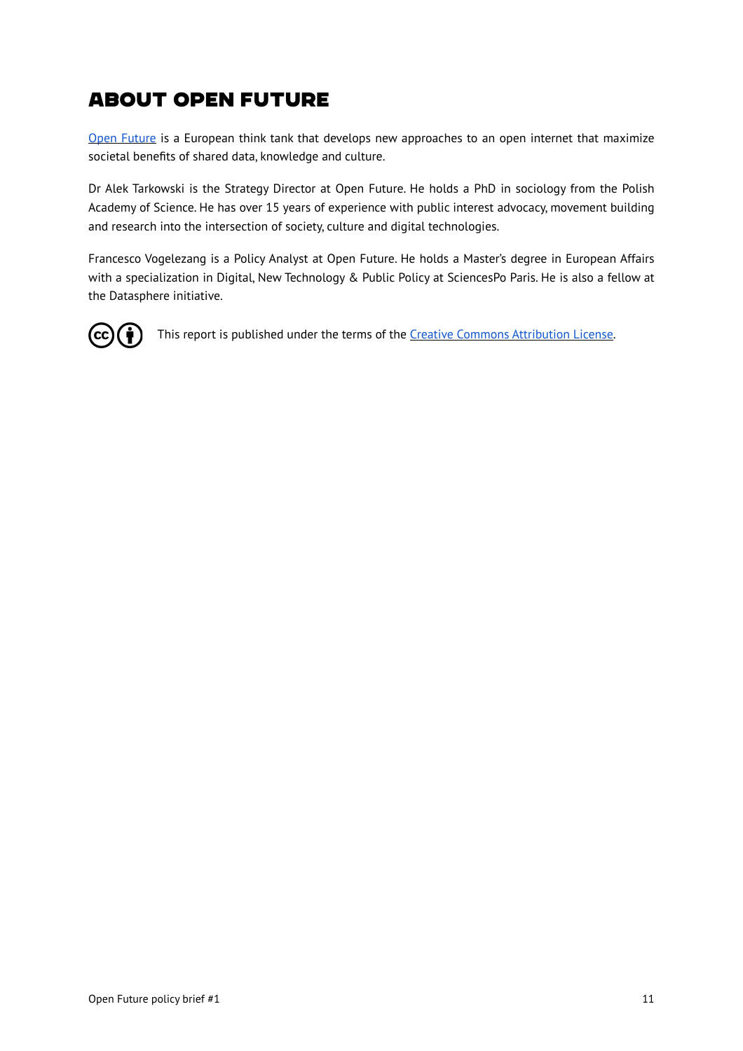# ABOUT OPEN FUTURE

[Open Future](https://openfuture.eu) is a European think tank that develops new approaches to an open internet that maximize societal benefits of shared data, knowledge and culture.

Dr Alek Tarkowski is the Strategy Director at Open Future. He holds a PhD in sociology from the Polish Academy of Science. He has over 15 years of experience with public interest advocacy, movement building and research into the intersection of society, culture and digital technologies.

Francesco Vogelezang is a Policy Analyst at Open Future. He holds a Master's degree in European Affairs with a specialization in Digital, New Technology & Public Policy at SciencesPo Paris. He is also a fellow at the Datasphere initiative.

This report is published under the terms of the Creative Commons Attribution License.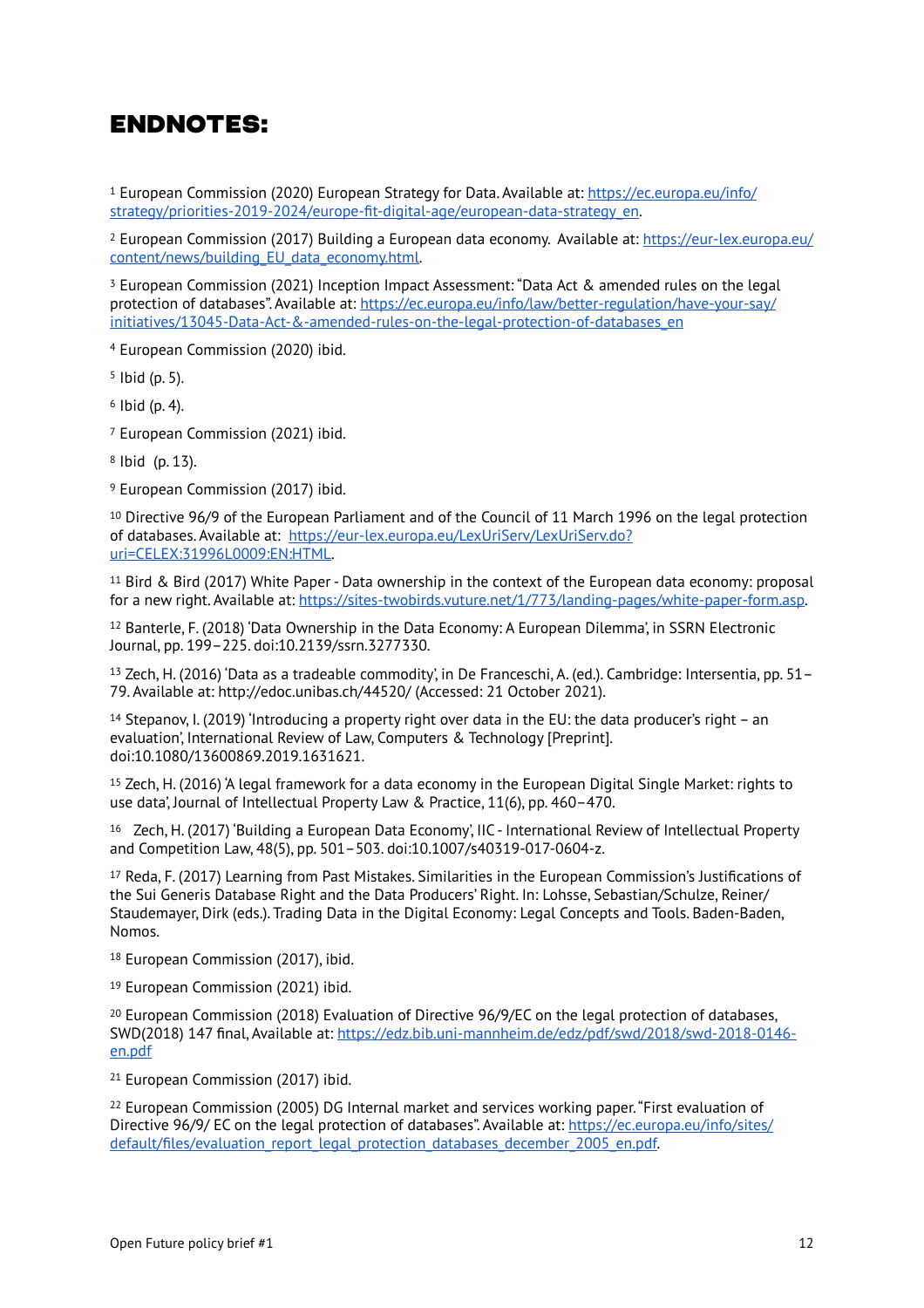# ENDNOTES:

[1] European Commission (2020) European Strategy for Data. Available at: https://ec.europa.eu/info/strategy/priorities-2019-2024/europe-fit-digital-age/european-data-strategy_en.

[2] European Commission (2017) Building a European data economy. Available at: https://eur-lex.europa.eu/content/news/building_EU_data_economy.html.

[3] European Commission (2021) Inception Impact Assessment: "Data Act & amended rules on the legal protection of databases". Available at: https://ec.europa.eu/info/law/better-regulation/have-your-say/initiatives/13045-Data-Act-&-amended-rules-on-the-legal-protection-of-databases_en

[4] European Commission (2020) ibid.

[5] Ibid (p. 5).

[6] Ibid (p. 4).

[7] European Commission (2021) ibid.

[8] Ibid (p. 13).

[9] European Commission (2017) ibid.

[10] Directive 96/9 of the European Parliament and of the Council of 11 March 1996 on the legal protection of databases. Available at: https://eur-lex.europa.eu/LexUriServ/LexUriServ.do?uri=CELEX:31996L0009:EN:HTML.

[11] Bird & Bird (2017) White Paper - Data ownership in the context of the European data economy: proposal for a new right. Available at: https://sites-twobirds.vuture.net/1/773/landing-pages/white-paper-form.asp.

[12] Banterle, F. (2018) 'Data Ownership in the Data Economy: A European Dilemma', in SSRN Electronic Journal, pp. 199–225. doi:10.2139/ssrn.3277330.

[13] Zech, H. (2016) 'Data as a tradeable commodity', in De Franceschi, A. (ed.). Cambridge: Intersentia, pp. 51–79. Available at: http://edoc.unibas.ch/44520/ (Accessed: 21 October 2021).

[14] Stepanov, I. (2019) 'Introducing a property right over data in the EU: the data producer's right – an evaluation', International Review of Law, Computers & Technology [Preprint]. doi:10.1080/13600869.2019.1631621.

[15] Zech, H. (2016) 'A legal framework for a data economy in the European Digital Single Market: rights to use data', Journal of Intellectual Property Law & Practice, 11(6), pp. 460–470.

[16] Zech, H. (2017) 'Building a European Data Economy', IIC - International Review of Intellectual Property and Competition Law, 48(5), pp. 501–503. doi:10.1007/s40319-017-0604-z.

[17] Reda, F. (2017) Learning from Past Mistakes. Similarities in the European Commission's Justifications of the Sui Generis Database Right and the Data Producers' Right. In: Lohsse, Sebastian/Schulze, Reiner/Staudemayer, Dirk (eds.). Trading Data in the Digital Economy: Legal Concepts and Tools. Baden-Baden, Nomos.

[18] European Commission (2017), ibid.

[19] European Commission (2021) ibid.

[20] European Commission (2018) Evaluation of Directive 96/9/EC on the legal protection of databases, SWD(2018) 147 final, Available at: https://edz.bib.uni-mannheim.de/edz/pdf/swd/2018/swd-2018-0146-en.pdf

[21] European Commission (2017) ibid.

[22] European Commission (2005) DG Internal market and services working paper. "First evaluation of Directive 96/9/ EC on the legal protection of databases". Available at: https://ec.europa.eu/info/sites/default/files/evaluation_report_legal_protection_databases_december_2005_en.pdf.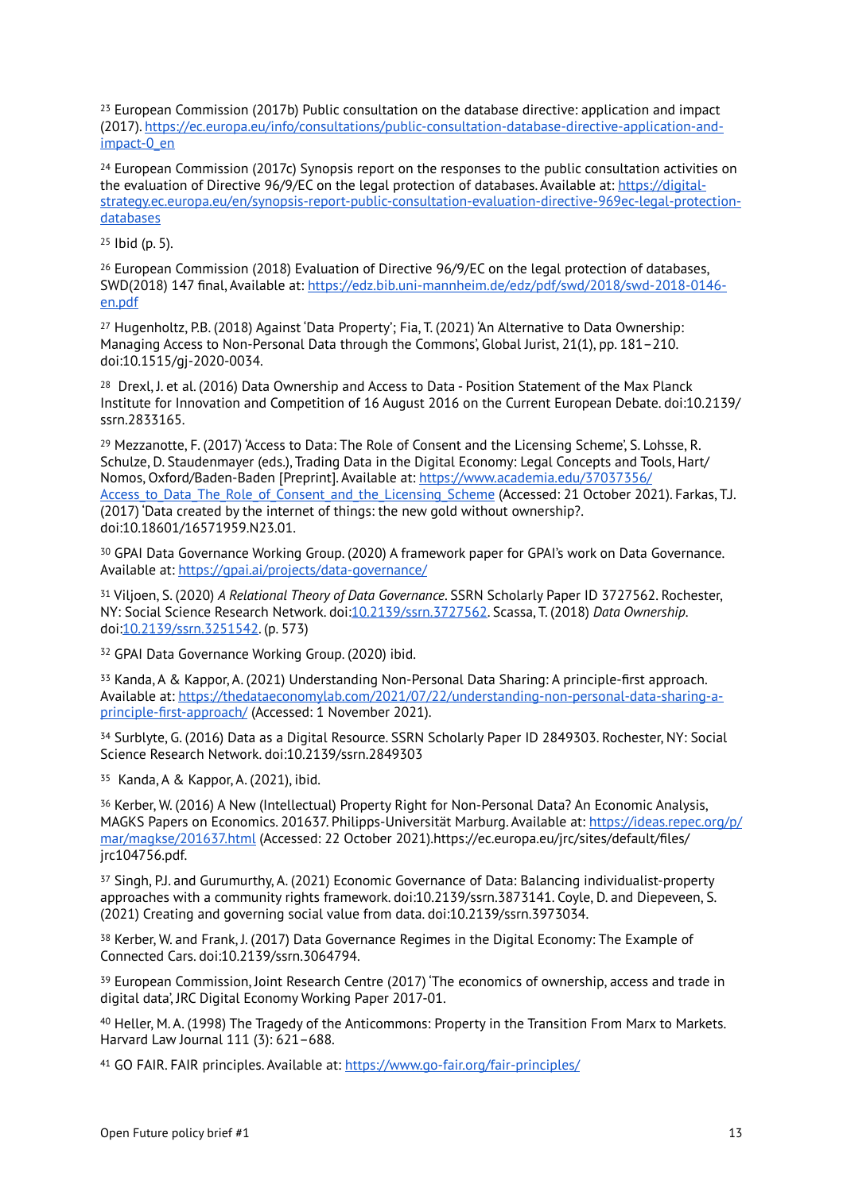[23] European Commission (2017b) Public consultation on the database directive: application and impact (2017). https://ec.europa.eu/info/consultations/public-consultation-database-directive-application-and-impact-0_en

[24] European Commission (2017c) Synopsis report on the responses to the public consultation activities on the evaluation of Directive 96/9/EC on the legal protection of databases. Available at: https://digital-strategy.ec.europa.eu/en/synopsis-report-public-consultation-evaluation-directive-969ec-legal-protection-databases

[25] Ibid (p. 5).

[26] European Commission (2018) Evaluation of Directive 96/9/EC on the legal protection of databases, SWD(2018) 147 final, Available at: https://edz.bib.uni-mannheim.de/edz/pdf/swd/2018/swd-2018-0146-en.pdf

[27] Hugenholtz, P.B. (2018) Against 'Data Property'; Fia, T. (2021) 'An Alternative to Data Ownership: Managing Access to Non-Personal Data through the Commons', Global Jurist, 21(1), pp. 181–210. doi:10.1515/gj-2020-0034.

[28] Drexl, J. et al. (2016) Data Ownership and Access to Data - Position Statement of the Max Planck Institute for Innovation and Competition of 16 August 2016 on the Current European Debate. doi:10.2139/ssrn.2833165.

[29] Mezzanotte, F. (2017) 'Access to Data: The Role of Consent and the Licensing Scheme', S. Lohsse, R. Schulze, D. Staudenmayer (eds.), Trading Data in the Digital Economy: Legal Concepts and Tools, Hart/Nomos, Oxford/Baden-Baden [Preprint]. Available at: https://www.academia.edu/37037356/Access_to_Data_The_Role_of_Consent_and_the_Licensing_Scheme (Accessed: 21 October 2021). Farkas, T.J. (2017) 'Data created by the internet of things: the new gold without ownership?. doi:10.18601/16571959.N23.01.

[30] GPAI Data Governance Working Group. (2020) A framework paper for GPAI's work on Data Governance. Available at: https://gpai.ai/projects/data-governance/

[31] Viljoen, S. (2020) *A Relational Theory of Data Governance*. SSRN Scholarly Paper ID 3727562. Rochester, NY: Social Science Research Network. doi:10.2139/ssrn.3727562. Scassa, T. (2018) *Data Ownership*. doi:10.2139/ssrn.3251542. (p. 573)

[32] GPAI Data Governance Working Group. (2020) ibid.

[33] Kanda, A & Kappor, A. (2021) Understanding Non-Personal Data Sharing: A principle-first approach. Available at: https://thedataeconomylab.com/2021/07/22/understanding-non-personal-data-sharing-a-principle-first-approach/ (Accessed: 1 November 2021).

[34] Surblyte, G. (2016) Data as a Digital Resource. SSRN Scholarly Paper ID 2849303. Rochester, NY: Social Science Research Network. doi:10.2139/ssrn.2849303

[35] Kanda, A & Kappor, A. (2021), ibid.

[36] Kerber, W. (2016) A New (Intellectual) Property Right for Non-Personal Data? An Economic Analysis, MAGKS Papers on Economics. 201637. Philipps-Universität Marburg. Available at: https://ideas.repec.org/p/mar/magkse/201637.html (Accessed: 22 October 2021).https://ec.europa.eu/jrc/sites/default/files/jrc104756.pdf.

[37] Singh, P.J. and Gurumurthy, A. (2021) Economic Governance of Data: Balancing individualist-property approaches with a community rights framework. doi:10.2139/ssrn.3873141. Coyle, D. and Diepeveen, S. (2021) Creating and governing social value from data. doi:10.2139/ssrn.3973034.

[38] Kerber, W. and Frank, J. (2017) Data Governance Regimes in the Digital Economy: The Example of Connected Cars. doi:10.2139/ssrn.3064794.

[39] European Commission, Joint Research Centre (2017) 'The economics of ownership, access and trade in digital data', JRC Digital Economy Working Paper 2017-01.

[40] Heller, M. A. (1998) The Tragedy of the Anticommons: Property in the Transition From Marx to Markets. Harvard Law Journal 111 (3): 621–688.

[41] GO FAIR. FAIR principles. Available at: https://www.go-fair.org/fair-principles/